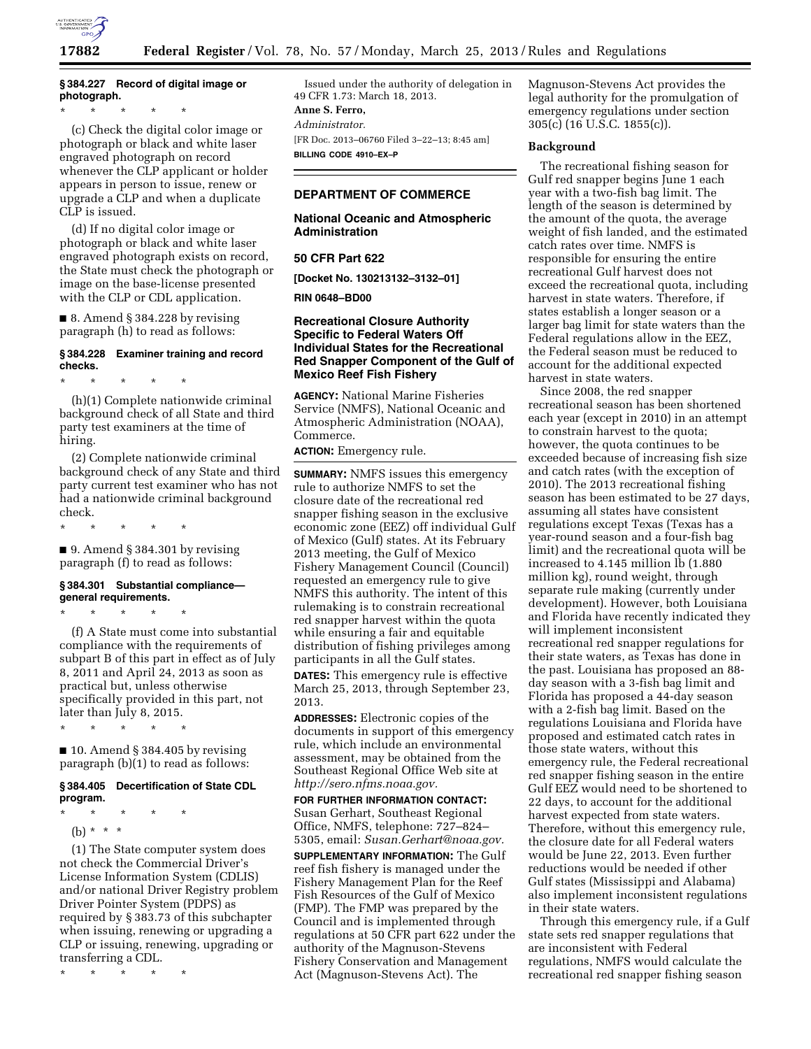### § 384.227 Record of digital image or photograph.

\* \* \* \* \*

(c) Check the digital color image or photograph or black and white laser engraved photograph on record whenever the CLP applicant or holder appears in person to issue, renew or upgrade a CLP and when a duplicate CLP is issued.

(d) If no digital color image or photograph or black and white laser engraved photograph exists on record, the State must check the photograph or image on the base-license presented with the CLP or CDL application.

■ 8. Amend § 384.228 by revising paragraph (h) to read as follows:

### § 384.228 Examiner training and record checks.

\* \* \* \* \*

(h)(1) Complete nationwide criminal background check of all State and third party test examiners at the time of hiring.

(2) Complete nationwide criminal background check of any State and third party current test examiner who has not had a nationwide criminal background check.

\* \* \* \* \*

■ 9. Amend § 384.301 by revising paragraph (f) to read as follows:

### § 384.301 Substantial compliance—general requirements.

\* \* \* \* \*

(f) A State must come into substantial compliance with the requirements of subpart B of this part in effect as of July 8, 2011 and April 24, 2013 as soon as practical but, unless otherwise specifically provided in this part, not later than July 8, 2015.

\* \* \* \* \*

■ 10. Amend § 384.405 by revising paragraph (b)(1) to read as follows:

### § 384.405 Decertification of State CDL program.

\* \* \* \* \*

(b) \* \* \*

(1) The State computer system does not check the Commercial Driver's License Information System (CDLIS) and/or national Driver Registry problem Driver Pointer System (PDPS) as required by § 383.73 of this subchapter when issuing, renewing or upgrading a CLP or issuing, renewing, upgrading or transferring a CDL.

\* \* \* \* \*

Issued under the authority of delegation in 49 CFR 1.73: March 18, 2013.

**Anne S. Ferro,**

*Administrator.*

[FR Doc. 2013–06760 Filed 3–22–13; 8:45 am]

**BILLING CODE 4910–EX–P**

---

## DEPARTMENT OF COMMERCE

## National Oceanic and Atmospheric Administration

## 50 CFR Part 622

**[Docket No. 130213132–3132–01]**

**RIN 0648–BD00**

## Recreational Closure Authority Specific to Federal Waters Off Individual States for the Recreational Red Snapper Component of the Gulf of Mexico Reef Fish Fishery

**AGENCY:** National Marine Fisheries Service (NMFS), National Oceanic and Atmospheric Administration (NOAA), Commerce.

**ACTION:** Emergency rule.

---

**SUMMARY:** NMFS issues this emergency rule to authorize NMFS to set the closure date of the recreational red snapper fishing season in the exclusive economic zone (EEZ) off individual Gulf of Mexico (Gulf) states. At its February 2013 meeting, the Gulf of Mexico Fishery Management Council (Council) requested an emergency rule to give NMFS this authority. The intent of this rulemaking is to constrain recreational red snapper harvest within the quota while ensuring a fair and equitable distribution of fishing privileges among participants in all the Gulf states.

**DATES:** This emergency rule is effective March 25, 2013, through September 23, 2013.

**ADDRESSES:** Electronic copies of the documents in support of this emergency rule, which include an environmental assessment, may be obtained from the Southeast Regional Office Web site at *http://sero.nfms.noaa.gov.*

**FOR FURTHER INFORMATION CONTACT:** Susan Gerhart, Southeast Regional Office, NMFS, telephone: 727–824–5305, email: *Susan.Gerhart@noaa.gov.*

**SUPPLEMENTARY INFORMATION:** The Gulf reef fish fishery is managed under the Fishery Management Plan for the Reef Fish Resources of the Gulf of Mexico (FMP). The FMP was prepared by the Council and is implemented through regulations at 50 CFR part 622 under the authority of the Magnuson-Stevens Fishery Conservation and Management Act (Magnuson-Stevens Act). The Magnuson-Stevens Act provides the legal authority for the promulgation of emergency regulations under section 305(c) (16 U.S.C. 1855(c)).

### Background

The recreational fishing season for Gulf red snapper begins June 1 each year with a two-fish bag limit. The length of the season is determined by the amount of the quota, the average weight of fish landed, and the estimated catch rates over time. NMFS is responsible for ensuring the entire recreational Gulf harvest does not exceed the recreational quota, including harvest in state waters. Therefore, if states establish a longer season or a larger bag limit for state waters than the Federal regulations allow in the EEZ, the Federal season must be reduced to account for the additional expected harvest in state waters.

Since 2008, the red snapper recreational season has been shortened each year (except in 2010) in an attempt to constrain harvest to the quota; however, the quota continues to be exceeded because of increasing fish size and catch rates (with the exception of 2010). The 2013 recreational fishing season has been estimated to be 27 days, assuming all states have consistent regulations except Texas (Texas has a year-round season and a four-fish bag limit) and the recreational quota will be increased to 4.145 million lb (1.880 million kg), round weight, through separate rule making (currently under development). However, both Louisiana and Florida have recently indicated they will implement inconsistent recreational red snapper regulations for their state waters, as Texas has done in the past. Louisiana has proposed an 88-day season with a 3-fish bag limit and Florida has proposed a 44-day season with a 2-fish bag limit. Based on the regulations Louisiana and Florida have proposed and estimated catch rates in those state waters, without this emergency rule, the Federal recreational red snapper fishing season in the entire Gulf EEZ would need to be shortened to 22 days, to account for the additional harvest expected from state waters. Therefore, without this emergency rule, the closure date for all Federal waters would be June 22, 2013. Even further reductions would be needed if other Gulf states (Mississippi and Alabama) also implement inconsistent regulations in their state waters.

Through this emergency rule, if a Gulf state sets red snapper regulations that are inconsistent with Federal regulations, NMFS would calculate the recreational red snapper fishing season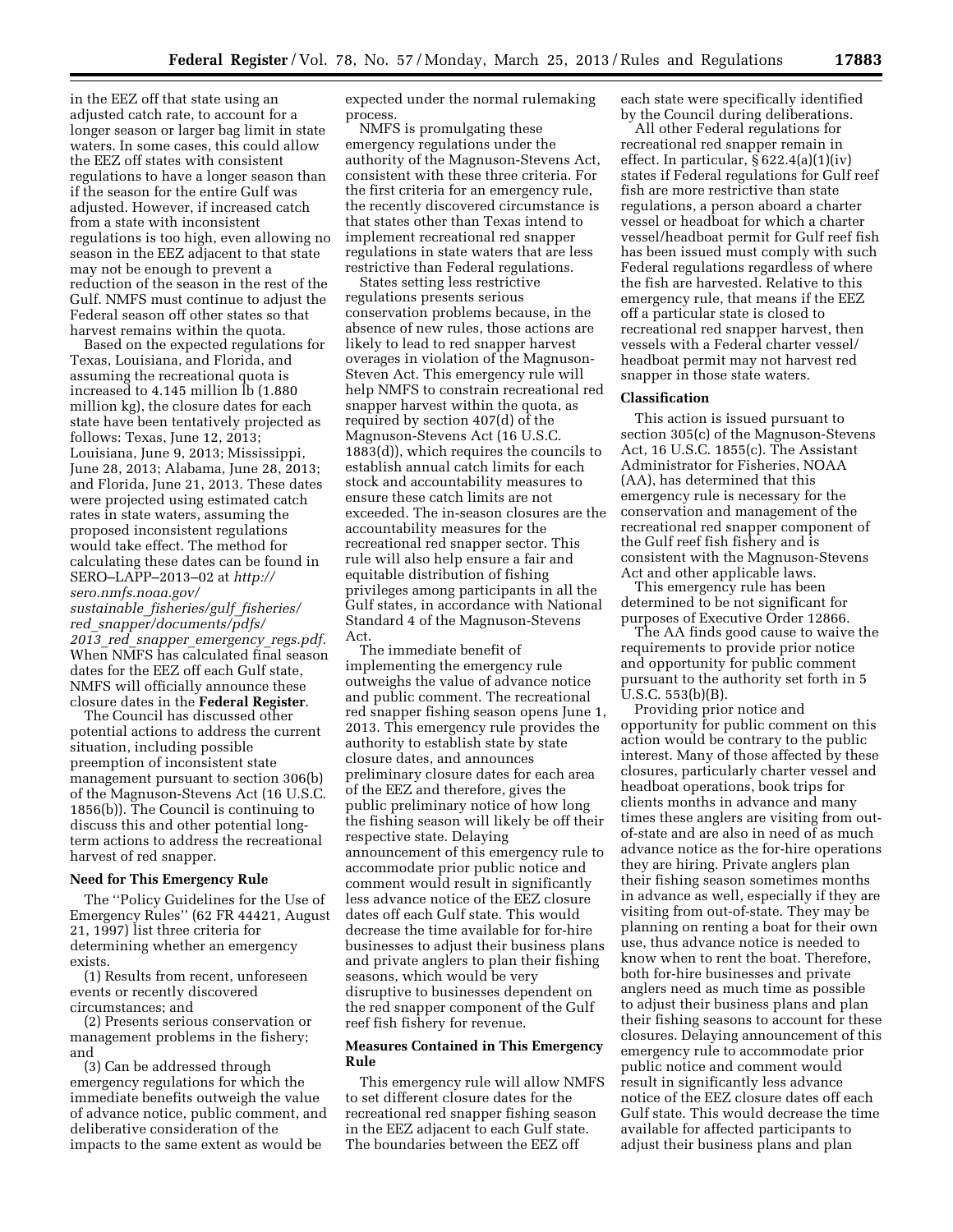in the EEZ off that state using an adjusted catch rate, to account for a longer season or larger bag limit in state waters. In some cases, this could allow the EEZ off states with consistent regulations to have a longer season than if the season for the entire Gulf was adjusted. However, if increased catch from a state with inconsistent regulations is too high, even allowing no season in the EEZ adjacent to that state may not be enough to prevent a reduction of the season in the rest of the Gulf. NMFS must continue to adjust the Federal season off other states so that harvest remains within the quota.

Based on the expected regulations for Texas, Louisiana, and Florida, and assuming the recreational quota is increased to 4.145 million lb (1.880 million kg), the closure dates for each state have been tentatively projected as follows: Texas, June 12, 2013; Louisiana, June 9, 2013; Mississippi, June 28, 2013; Alabama, June 28, 2013; and Florida, June 21, 2013. These dates were projected using estimated catch rates in state waters, assuming the proposed inconsistent regulations would take effect. The method for calculating these dates can be found in SERO–LAPP–2013–02 at *http://sero.nmfs.noaa.gov/sustainable_fisheries/gulf_fisheries/red_snapper/documents/pdfs/2013_red_snapper_emergency_regs.pdf.* When NMFS has calculated final season dates for the EEZ off each Gulf state, NMFS will officially announce these closure dates in the **Federal Register**.

The Council has discussed other potential actions to address the current situation, including possible preemption of inconsistent state management pursuant to section 306(b) of the Magnuson-Stevens Act (16 U.S.C. 1856(b)). The Council is continuing to discuss this and other potential long-term actions to address the recreational harvest of red snapper.

**Need for This Emergency Rule**

The ''Policy Guidelines for the Use of Emergency Rules'' (62 FR 44421, August 21, 1997) list three criteria for determining whether an emergency exists.

(1) Results from recent, unforeseen events or recently discovered circumstances; and

(2) Presents serious conservation or management problems in the fishery; and

(3) Can be addressed through emergency regulations for which the immediate benefits outweigh the value of advance notice, public comment, and deliberative consideration of the impacts to the same extent as would be expected under the normal rulemaking process.

NMFS is promulgating these emergency regulations under the authority of the Magnuson-Stevens Act, consistent with these three criteria. For the first criteria for an emergency rule, the recently discovered circumstance is that states other than Texas intend to implement recreational red snapper regulations in state waters that are less restrictive than Federal regulations.

States setting less restrictive regulations presents serious conservation problems because, in the absence of new rules, those actions are likely to lead to red snapper harvest overages in violation of the Magnuson-Steven Act. This emergency rule will help NMFS to constrain recreational red snapper harvest within the quota, as required by section 407(d) of the Magnuson-Stevens Act (16 U.S.C. 1883(d)), which requires the councils to establish annual catch limits for each stock and accountability measures to ensure these catch limits are not exceeded. The in-season closures are the accountability measures for the recreational red snapper sector. This rule will also help ensure a fair and equitable distribution of fishing privileges among participants in all the Gulf states, in accordance with National Standard 4 of the Magnuson-Stevens Act.

The immediate benefit of implementing the emergency rule outweighs the value of advance notice and public comment. The recreational red snapper fishing season opens June 1, 2013. This emergency rule provides the authority to establish state by state closure dates, and announces preliminary closure dates for each area of the EEZ and therefore, gives the public preliminary notice of how long the fishing season will likely be off their respective state. Delaying announcement of this emergency rule to accommodate prior public notice and comment would result in significantly less advance notice of the EEZ closure dates off each Gulf state. This would decrease the time available for for-hire businesses to adjust their business plans and private anglers to plan their fishing seasons, which would be very disruptive to businesses dependent on the red snapper component of the Gulf reef fish fishery for revenue.

**Measures Contained in This Emergency Rule**

This emergency rule will allow NMFS to set different closure dates for the recreational red snapper fishing season in the EEZ adjacent to each Gulf state. The boundaries between the EEZ off each state were specifically identified by the Council during deliberations.

All other Federal regulations for recreational red snapper remain in effect. In particular, § 622.4(a)(1)(iv) states if Federal regulations for Gulf reef fish are more restrictive than state regulations, a person aboard a charter vessel or headboat for which a charter vessel/headboat permit for Gulf reef fish has been issued must comply with such Federal regulations regardless of where the fish are harvested. Relative to this emergency rule, that means if the EEZ off a particular state is closed to recreational red snapper harvest, then vessels with a Federal charter vessel/headboat permit may not harvest red snapper in those state waters.

**Classification**

This action is issued pursuant to section 305(c) of the Magnuson-Stevens Act, 16 U.S.C. 1855(c). The Assistant Administrator for Fisheries, NOAA (AA), has determined that this emergency rule is necessary for the conservation and management of the recreational red snapper component of the Gulf reef fish fishery and is consistent with the Magnuson-Stevens Act and other applicable laws.

This emergency rule has been determined to be not significant for purposes of Executive Order 12866.

The AA finds good cause to waive the requirements to provide prior notice and opportunity for public comment pursuant to the authority set forth in 5 U.S.C. 553(b)(B).

Providing prior notice and opportunity for public comment on this action would be contrary to the public interest. Many of those affected by these closures, particularly charter vessel and headboat operations, book trips for clients months in advance and many times these anglers are visiting from out-of-state and are also in need of as much advance notice as the for-hire operations they are hiring. Private anglers plan their fishing season sometimes months in advance as well, especially if they are visiting from out-of-state. They may be planning on renting a boat for their own use, thus advance notice is needed to know when to rent the boat. Therefore, both for-hire businesses and private anglers need as much time as possible to adjust their business plans and plan their fishing seasons to account for these closures. Delaying announcement of this emergency rule to accommodate prior public notice and comment would result in significantly less advance notice of the EEZ closure dates off each Gulf state. This would decrease the time available for affected participants to adjust their business plans and plan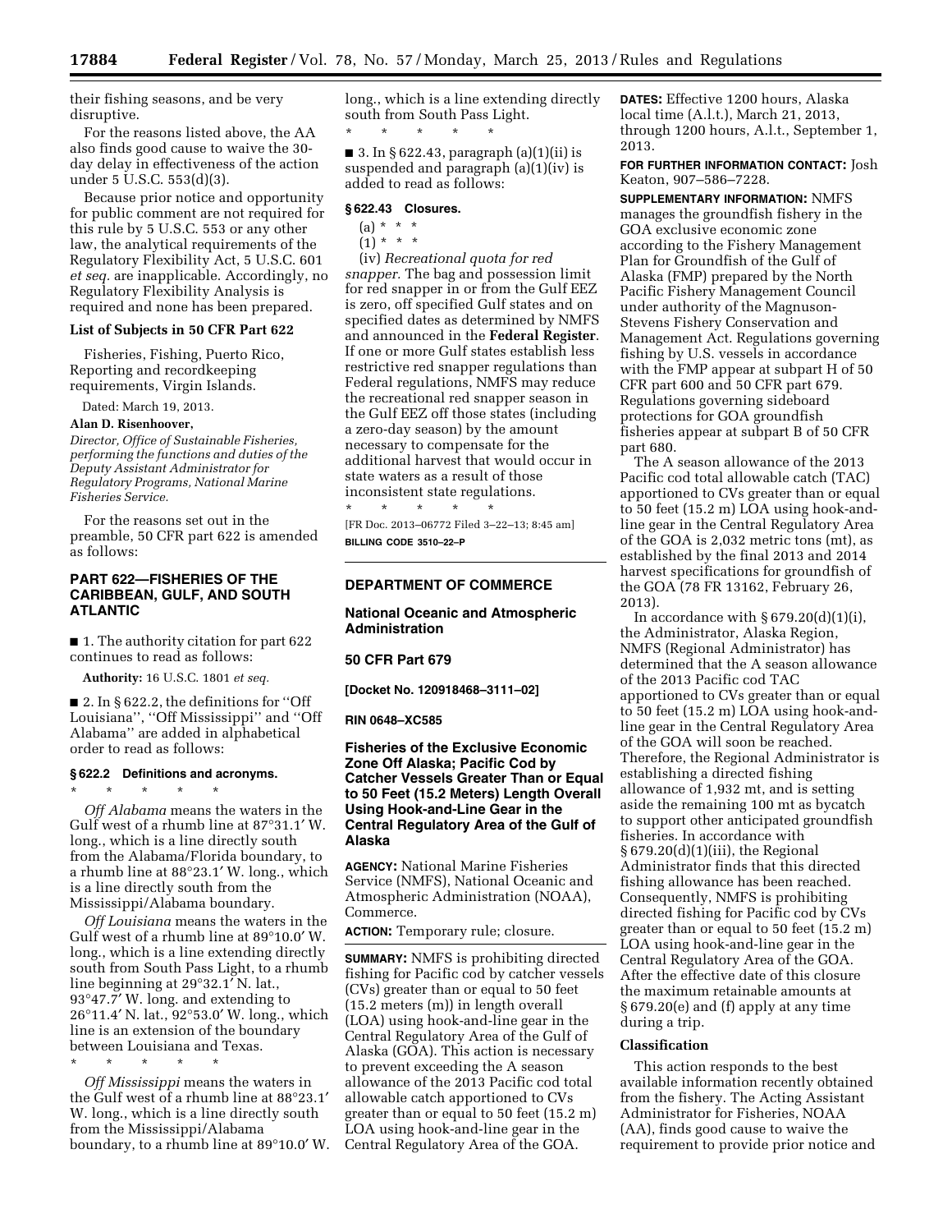their fishing seasons, and be very disruptive.

For the reasons listed above, the AA also finds good cause to waive the 30-day delay in effectiveness of the action under 5 U.S.C. 553(d)(3).

Because prior notice and opportunity for public comment are not required for this rule by 5 U.S.C. 553 or any other law, the analytical requirements of the Regulatory Flexibility Act, 5 U.S.C. 601 *et seq.* are inapplicable. Accordingly, no Regulatory Flexibility Analysis is required and none has been prepared.

**List of Subjects in 50 CFR Part 622**

Fisheries, Fishing, Puerto Rico, Reporting and recordkeeping requirements, Virgin Islands.

Dated: March 19, 2013.

**Alan D. Risenhoover,**

*Director, Office of Sustainable Fisheries, performing the functions and duties of the Deputy Assistant Administrator for Regulatory Programs, National Marine Fisheries Service.*

For the reasons set out in the preamble, 50 CFR part 622 is amended as follows:

## PART 622—FISHERIES OF THE CARIBBEAN, GULF, AND SOUTH ATLANTIC

■ 1. The authority citation for part 622 continues to read as follows:

**Authority:** 16 U.S.C. 1801 *et seq.*

■ 2. In § 622.2, the definitions for ''Off Louisiana'', ''Off Mississippi'' and ''Off Alabama'' are added in alphabetical order to read as follows:

### § 622.2 Definitions and acronyms.

\* \* \* \* \*

*Off Alabama* means the waters in the Gulf west of a rhumb line at 87°31.1′ W. long., which is a line directly south from the Alabama/Florida boundary, to a rhumb line at 88°23.1′ W. long., which is a line directly south from the Mississippi/Alabama boundary.

*Off Louisiana* means the waters in the Gulf west of a rhumb line at 89°10.0′ W. long., which is a line extending directly south from South Pass Light, to a rhumb line beginning at 29°32.1′ N. lat., 93°47.7′ W. long. and extending to 26°11.4′ N. lat., 92°53.0′ W. long., which line is an extension of the boundary between Louisiana and Texas.

\* \* \* \* \*

*Off Mississippi* means the waters in the Gulf west of a rhumb line at 88°23.1′ W. long., which is a line directly south from the Mississippi/Alabama boundary, to a rhumb line at 89°10.0′ W. long., which is a line extending directly south from South Pass Light.

\* \* \* \* \*

■ 3. In § 622.43, paragraph (a)(1)(ii) is suspended and paragraph (a)(1)(iv) is added to read as follows:

### § 622.43 Closures.

(a) \* \* \*

(1) \* \* \*

(iv) *Recreational quota for red snapper.* The bag and possession limit for red snapper in or from the Gulf EEZ is zero, off specified Gulf states and on specified dates as determined by NMFS and announced in the **Federal Register**. If one or more Gulf states establish less restrictive red snapper regulations than Federal regulations, NMFS may reduce the recreational red snapper season in the Gulf EEZ off those states (including a zero-day season) by the amount necessary to compensate for the additional harvest that would occur in state waters as a result of those inconsistent state regulations.

\* \* \* \* \*

[FR Doc. 2013–06772 Filed 3–22–13; 8:45 am]

**BILLING CODE 3510–22–P**

---

**DEPARTMENT OF COMMERCE**

**National Oceanic and Atmospheric Administration**

**50 CFR Part 679**

**[Docket No. 120918468–3111–02]**

**RIN 0648–XC585**

## Fisheries of the Exclusive Economic Zone Off Alaska; Pacific Cod by Catcher Vessels Greater Than or Equal to 50 Feet (15.2 Meters) Length Overall Using Hook-and-Line Gear in the Central Regulatory Area of the Gulf of Alaska

**AGENCY:** National Marine Fisheries Service (NMFS), National Oceanic and Atmospheric Administration (NOAA), Commerce.

**ACTION:** Temporary rule; closure.

**SUMMARY:** NMFS is prohibiting directed fishing for Pacific cod by catcher vessels (CVs) greater than or equal to 50 feet (15.2 meters (m)) in length overall (LOA) using hook-and-line gear in the Central Regulatory Area of the Gulf of Alaska (GOA). This action is necessary to prevent exceeding the A season allowance of the 2013 Pacific cod total allowable catch apportioned to CVs greater than or equal to 50 feet (15.2 m) LOA using hook-and-line gear in the Central Regulatory Area of the GOA.

**DATES:** Effective 1200 hours, Alaska local time (A.l.t.), March 21, 2013, through 1200 hours, A.l.t., September 1, 2013.

**FOR FURTHER INFORMATION CONTACT:** Josh Keaton, 907–586–7228.

**SUPPLEMENTARY INFORMATION:** NMFS manages the groundfish fishery in the GOA exclusive economic zone according to the Fishery Management Plan for Groundfish of the Gulf of Alaska (FMP) prepared by the North Pacific Fishery Management Council under authority of the Magnuson-Stevens Fishery Conservation and Management Act. Regulations governing fishing by U.S. vessels in accordance with the FMP appear at subpart H of 50 CFR part 600 and 50 CFR part 679. Regulations governing sideboard protections for GOA groundfish fisheries appear at subpart B of 50 CFR part 680.

The A season allowance of the 2013 Pacific cod total allowable catch (TAC) apportioned to CVs greater than or equal to 50 feet (15.2 m) LOA using hook-and-line gear in the Central Regulatory Area of the GOA is 2,032 metric tons (mt), as established by the final 2013 and 2014 harvest specifications for groundfish of the GOA (78 FR 13162, February 26, 2013).

In accordance with § 679.20(d)(1)(i), the Administrator, Alaska Region, NMFS (Regional Administrator) has determined that the A season allowance of the 2013 Pacific cod TAC apportioned to CVs greater than or equal to 50 feet (15.2 m) LOA using hook-and-line gear in the Central Regulatory Area of the GOA will soon be reached. Therefore, the Regional Administrator is establishing a directed fishing allowance of 1,932 mt, and is setting aside the remaining 100 mt as bycatch to support other anticipated groundfish fisheries. In accordance with § 679.20(d)(1)(iii), the Regional Administrator finds that this directed fishing allowance has been reached. Consequently, NMFS is prohibiting directed fishing for Pacific cod by CVs greater than or equal to 50 feet (15.2 m) LOA using hook-and-line gear in the Central Regulatory Area of the GOA. After the effective date of this closure the maximum retainable amounts at § 679.20(e) and (f) apply at any time during a trip.

### Classification

This action responds to the best available information recently obtained from the fishery. The Acting Assistant Administrator for Fisheries, NOAA (AA), finds good cause to waive the requirement to provide prior notice and